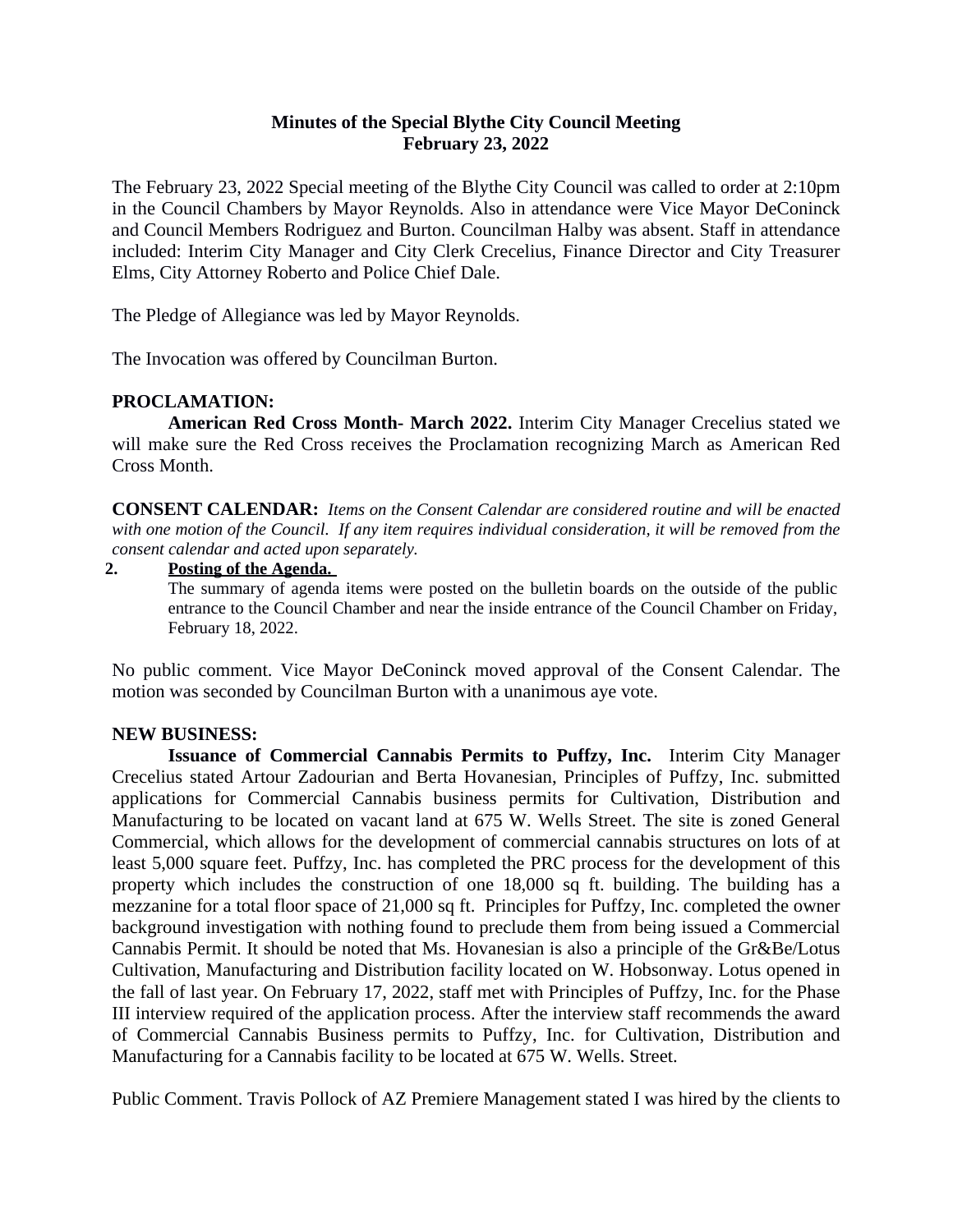# Minutes of the Special Blythe City Council Meeting
# February 23, 2022

The February 23, 2022 Special meeting of the Blythe City Council was called to order at 2:10pm in the Council Chambers by Mayor Reynolds. Also in attendance were Vice Mayor DeConinck and Council Members Rodriguez and Burton. Councilman Halby was absent. Staff in attendance included: Interim City Manager and City Clerk Crecelius, Finance Director and City Treasurer Elms, City Attorney Roberto and Police Chief Dale.

The Pledge of Allegiance was led by Mayor Reynolds.

The Invocation was offered by Councilman Burton.

**PROCLAMATION:**

**American Red Cross Month- March 2022.** Interim City Manager Crecelius stated we will make sure the Red Cross receives the Proclamation recognizing March as American Red Cross Month.

**CONSENT CALENDAR:** *Items on the Consent Calendar are considered routine and will be enacted with one motion of the Council. If any item requires individual consideration, it will be removed from the consent calendar and acted upon separately.*

**2. Posting of the Agenda.**

The summary of agenda items were posted on the bulletin boards on the outside of the public entrance to the Council Chamber and near the inside entrance of the Council Chamber on Friday, February 18, 2022.

No public comment. Vice Mayor DeConinck moved approval of the Consent Calendar. The motion was seconded by Councilman Burton with a unanimous aye vote.

**NEW BUSINESS:**

**Issuance of Commercial Cannabis Permits to Puffzy, Inc.** Interim City Manager Crecelius stated Artour Zadourian and Berta Hovanesian, Principles of Puffzy, Inc. submitted applications for Commercial Cannabis business permits for Cultivation, Distribution and Manufacturing to be located on vacant land at 675 W. Wells Street. The site is zoned General Commercial, which allows for the development of commercial cannabis structures on lots of at least 5,000 square feet. Puffzy, Inc. has completed the PRC process for the development of this property which includes the construction of one 18,000 sq ft. building. The building has a mezzanine for a total floor space of 21,000 sq ft. Principles for Puffzy, Inc. completed the owner background investigation with nothing found to preclude them from being issued a Commercial Cannabis Permit. It should be noted that Ms. Hovanesian is also a principle of the Gr&Be/Lotus Cultivation, Manufacturing and Distribution facility located on W. Hobsonway. Lotus opened in the fall of last year. On February 17, 2022, staff met with Principles of Puffzy, Inc. for the Phase III interview required of the application process. After the interview staff recommends the award of Commercial Cannabis Business permits to Puffzy, Inc. for Cultivation, Distribution and Manufacturing for a Cannabis facility to be located at 675 W. Wells. Street.

Public Comment. Travis Pollock of AZ Premiere Management stated I was hired by the clients to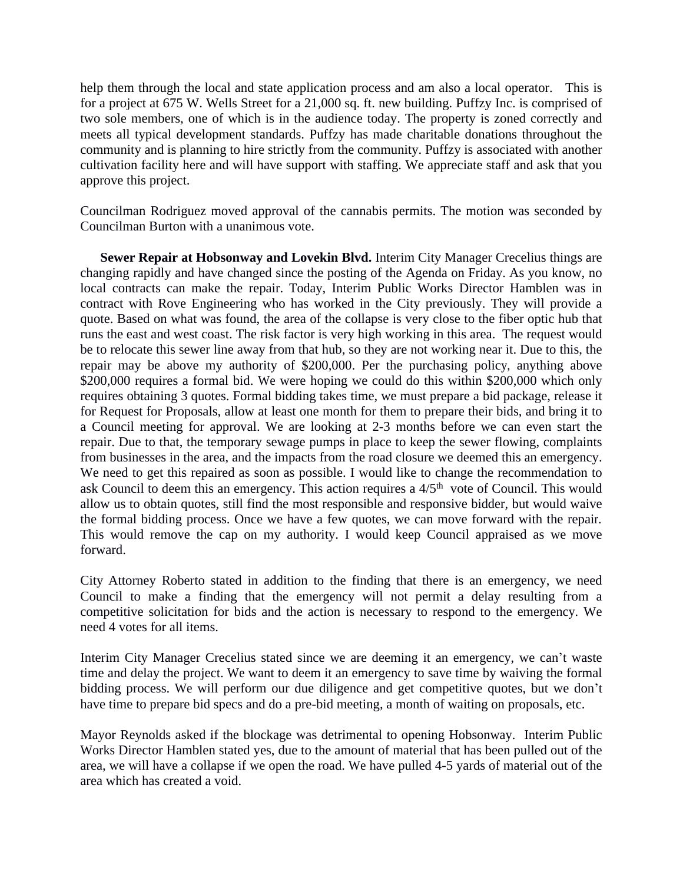help them through the local and state application process and am also a local operator. This is for a project at 675 W. Wells Street for a 21,000 sq. ft. new building. Puffzy Inc. is comprised of two sole members, one of which is in the audience today. The property is zoned correctly and meets all typical development standards. Puffzy has made charitable donations throughout the community and is planning to hire strictly from the community. Puffzy is associated with another cultivation facility here and will have support with staffing. We appreciate staff and ask that you approve this project.

Councilman Rodriguez moved approval of the cannabis permits. The motion was seconded by Councilman Burton with a unanimous vote.

**Sewer Repair at Hobsonway and Lovekin Blvd.** Interim City Manager Crecelius things are changing rapidly and have changed since the posting of the Agenda on Friday. As you know, no local contracts can make the repair. Today, Interim Public Works Director Hamblen was in contract with Rove Engineering who has worked in the City previously. They will provide a quote. Based on what was found, the area of the collapse is very close to the fiber optic hub that runs the east and west coast. The risk factor is very high working in this area. The request would be to relocate this sewer line away from that hub, so they are not working near it. Due to this, the repair may be above my authority of $200,000. Per the purchasing policy, anything above $200,000 requires a formal bid. We were hoping we could do this within $200,000 which only requires obtaining 3 quotes. Formal bidding takes time, we must prepare a bid package, release it for Request for Proposals, allow at least one month for them to prepare their bids, and bring it to a Council meeting for approval. We are looking at 2-3 months before we can even start the repair. Due to that, the temporary sewage pumps in place to keep the sewer flowing, complaints from businesses in the area, and the impacts from the road closure we deemed this an emergency. We need to get this repaired as soon as possible. I would like to change the recommendation to ask Council to deem this an emergency. This action requires a 4/5th vote of Council. This would allow us to obtain quotes, still find the most responsible and responsive bidder, but would waive the formal bidding process. Once we have a few quotes, we can move forward with the repair. This would remove the cap on my authority. I would keep Council appraised as we move forward.

City Attorney Roberto stated in addition to the finding that there is an emergency, we need Council to make a finding that the emergency will not permit a delay resulting from a competitive solicitation for bids and the action is necessary to respond to the emergency. We need 4 votes for all items.

Interim City Manager Crecelius stated since we are deeming it an emergency, we can't waste time and delay the project. We want to deem it an emergency to save time by waiving the formal bidding process. We will perform our due diligence and get competitive quotes, but we don't have time to prepare bid specs and do a pre-bid meeting, a month of waiting on proposals, etc.

Mayor Reynolds asked if the blockage was detrimental to opening Hobsonway. Interim Public Works Director Hamblen stated yes, due to the amount of material that has been pulled out of the area, we will have a collapse if we open the road. We have pulled 4-5 yards of material out of the area which has created a void.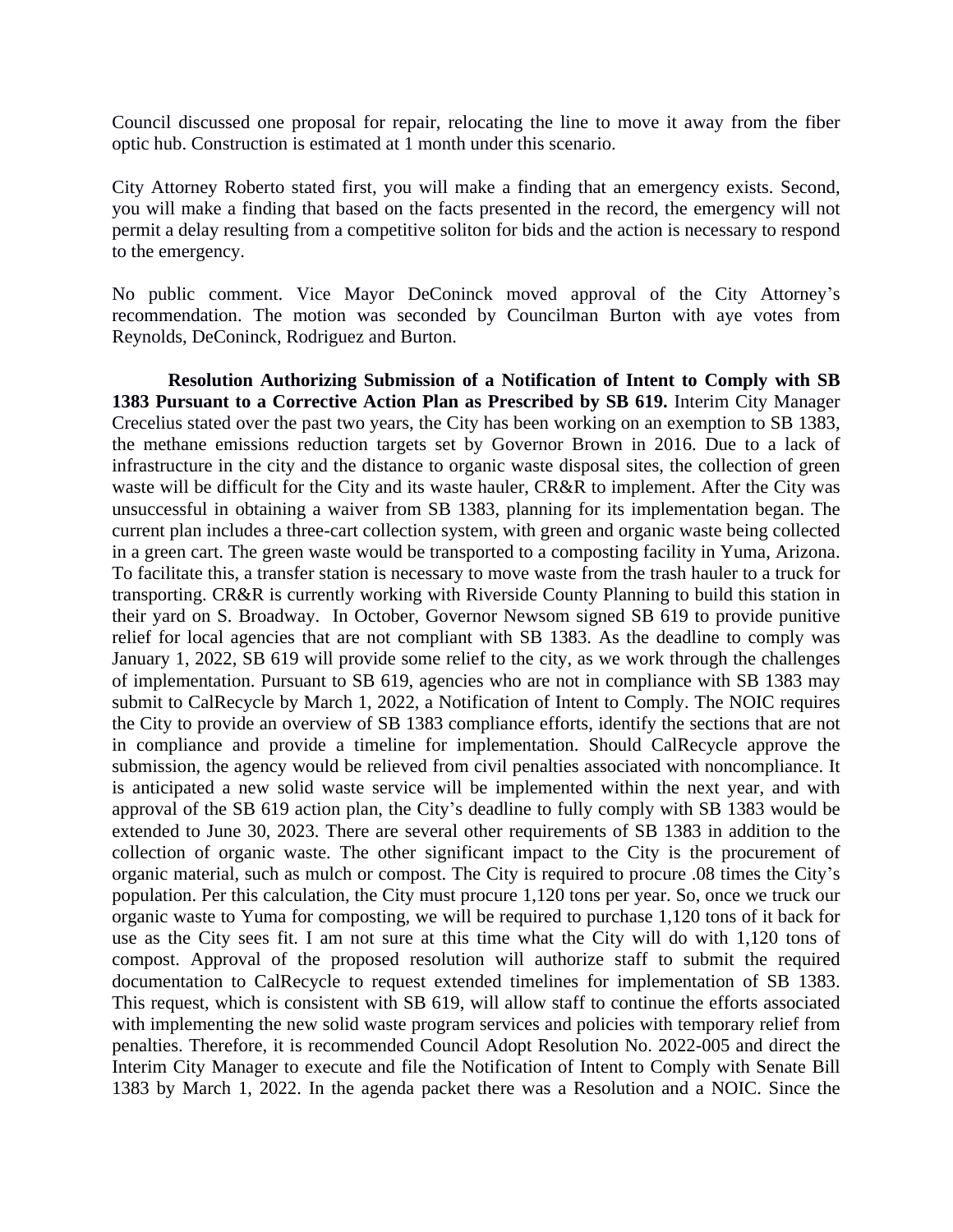Council discussed one proposal for repair, relocating the line to move it away from the fiber optic hub. Construction is estimated at 1 month under this scenario.

City Attorney Roberto stated first, you will make a finding that an emergency exists. Second, you will make a finding that based on the facts presented in the record, the emergency will not permit a delay resulting from a competitive soliton for bids and the action is necessary to respond to the emergency.

No public comment. Vice Mayor DeConinck moved approval of the City Attorney's recommendation. The motion was seconded by Councilman Burton with aye votes from Reynolds, DeConinck, Rodriguez and Burton.

**Resolution Authorizing Submission of a Notification of Intent to Comply with SB 1383 Pursuant to a Corrective Action Plan as Prescribed by SB 619.** Interim City Manager Crecelius stated over the past two years, the City has been working on an exemption to SB 1383, the methane emissions reduction targets set by Governor Brown in 2016. Due to a lack of infrastructure in the city and the distance to organic waste disposal sites, the collection of green waste will be difficult for the City and its waste hauler, CR&R to implement. After the City was unsuccessful in obtaining a waiver from SB 1383, planning for its implementation began. The current plan includes a three-cart collection system, with green and organic waste being collected in a green cart. The green waste would be transported to a composting facility in Yuma, Arizona. To facilitate this, a transfer station is necessary to move waste from the trash hauler to a truck for transporting. CR&R is currently working with Riverside County Planning to build this station in their yard on S. Broadway. In October, Governor Newsom signed SB 619 to provide punitive relief for local agencies that are not compliant with SB 1383. As the deadline to comply was January 1, 2022, SB 619 will provide some relief to the city, as we work through the challenges of implementation. Pursuant to SB 619, agencies who are not in compliance with SB 1383 may submit to CalRecycle by March 1, 2022, a Notification of Intent to Comply. The NOIC requires the City to provide an overview of SB 1383 compliance efforts, identify the sections that are not in compliance and provide a timeline for implementation. Should CalRecycle approve the submission, the agency would be relieved from civil penalties associated with noncompliance. It is anticipated a new solid waste service will be implemented within the next year, and with approval of the SB 619 action plan, the City's deadline to fully comply with SB 1383 would be extended to June 30, 2023. There are several other requirements of SB 1383 in addition to the collection of organic waste. The other significant impact to the City is the procurement of organic material, such as mulch or compost. The City is required to procure .08 times the City's population. Per this calculation, the City must procure 1,120 tons per year. So, once we truck our organic waste to Yuma for composting, we will be required to purchase 1,120 tons of it back for use as the City sees fit. I am not sure at this time what the City will do with 1,120 tons of compost. Approval of the proposed resolution will authorize staff to submit the required documentation to CalRecycle to request extended timelines for implementation of SB 1383. This request, which is consistent with SB 619, will allow staff to continue the efforts associated with implementing the new solid waste program services and policies with temporary relief from penalties. Therefore, it is recommended Council Adopt Resolution No. 2022-005 and direct the Interim City Manager to execute and file the Notification of Intent to Comply with Senate Bill 1383 by March 1, 2022. In the agenda packet there was a Resolution and a NOIC. Since the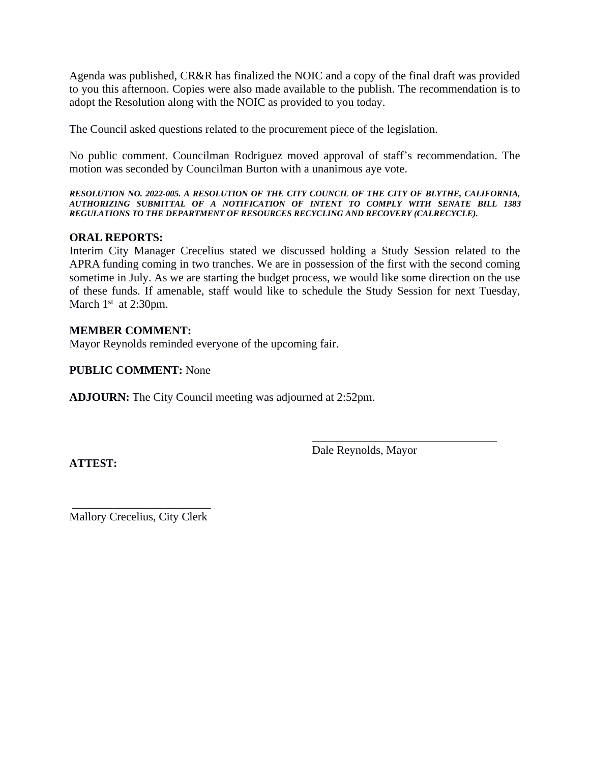Agenda was published, CR&R has finalized the NOIC and a copy of the final draft was provided to you this afternoon. Copies were also made available to the publish. The recommendation is to adopt the Resolution along with the NOIC as provided to you today.

The Council asked questions related to the procurement piece of the legislation.

No public comment. Councilman Rodriguez moved approval of staff's recommendation. The motion was seconded by Councilman Burton with a unanimous aye vote.

***RESOLUTION NO. 2022-005. A RESOLUTION OF THE CITY COUNCIL OF THE CITY OF BLYTHE, CALIFORNIA, AUTHORIZING SUBMITTAL OF A NOTIFICATION OF INTENT TO COMPLY WITH SENATE BILL 1383 REGULATIONS TO THE DEPARTMENT OF RESOURCES RECYCLING AND RECOVERY (CALRECYCLE).***

**ORAL REPORTS:**
Interim City Manager Crecelius stated we discussed holding a Study Session related to the APRA funding coming in two tranches. We are in possession of the first with the second coming sometime in July. As we are starting the budget process, we would like some direction on the use of these funds. If amenable, staff would like to schedule the Study Session for next Tuesday, March 1st at 2:30pm.

**MEMBER COMMENT:**
Mayor Reynolds reminded everyone of the upcoming fair.

**PUBLIC COMMENT:** None

**ADJOURN:** The City Council meeting was adjourned at 2:52pm.

\_\_\_\_\_\_\_\_\_\_\_\_\_\_\_\_\_\_\_\_\_\_\_\_\_\_\_\_\_\_\_\_
Dale Reynolds, Mayor

**ATTEST:**

\_\_\_\_\_\_\_\_\_\_\_\_\_\_\_\_\_\_\_\_\_\_\_\_\_
Mallory Crecelius, City Clerk